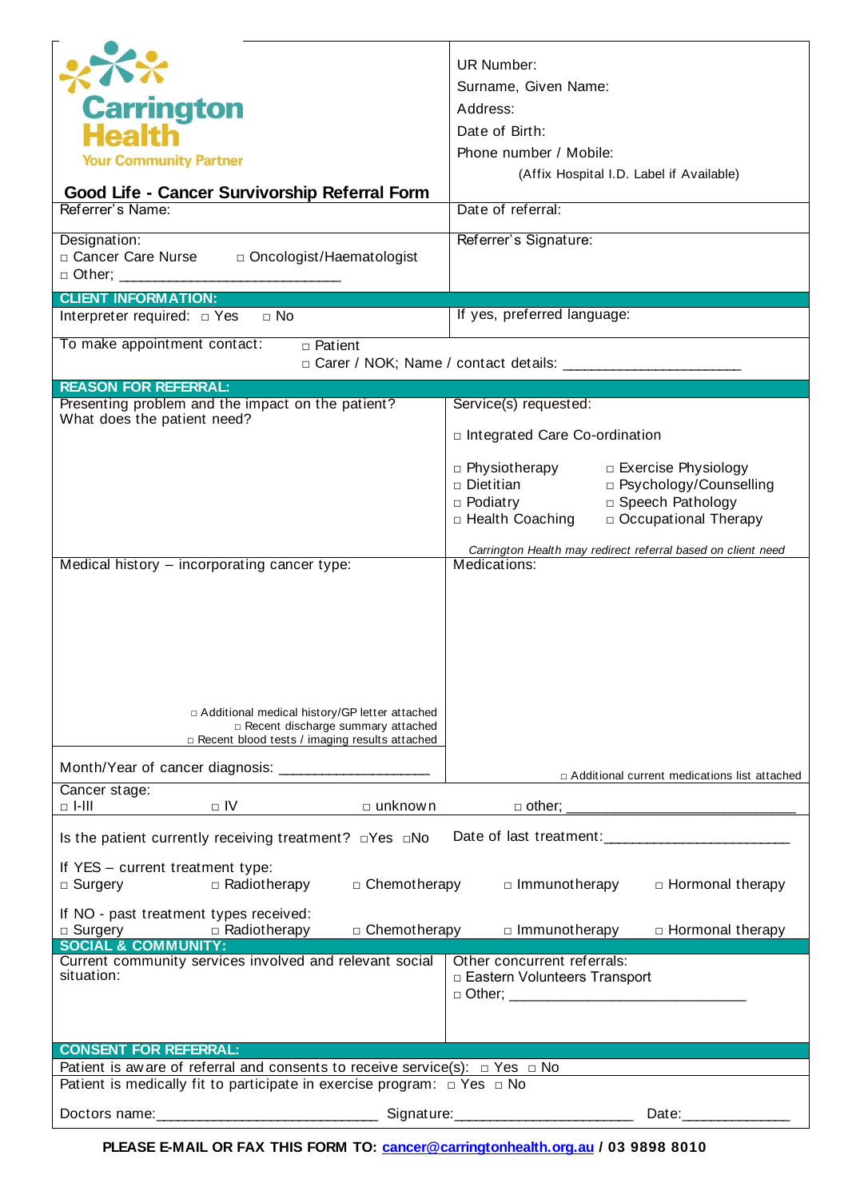**Carrington Health**
Your Community Partner

# Good Life - Cancer Survivorship Referral Form

UR Number:
Surname, Given Name:
Address:
Date of Birth:
Phone number / Mobile:
(Affix Hospital I.D. Label if Available)

| | |
|---|---|
| Referrer's Name: | Date of referral: |
| Designation: □ Cancer Care Nurse □ Oncologist/Haematologist □ Other; ____________________________ | Referrer's Signature: |

## CLIENT INFORMATION:

| | |
|---|---|
| Interpreter required: □ Yes □ No | If yes, preferred language: |

To make appointment contact: □ Patient
□ Carer / NOK; Name / contact details: ______________________

## REASON FOR REFERRAL:

| | |
|---|---|
| Presenting problem and the impact on the patient? What does the patient need? | Service(s) requested: □ Integrated Care Co-ordination □ Physiotherapy □ Exercise Physiology □ Dietitian □ Psychology/Counselling □ Podiatry □ Speech Pathology □ Health Coaching □ Occupational Therapy *Carrington Health may redirect referral based on client need* |
| Medical history – incorporating cancer type: □ Additional medical history/GP letter attached □ Recent discharge summary attached □ Recent blood tests / imaging results attached | Medications: |
| Month/Year of cancer diagnosis: ___________________ | □ Additional current medications list attached |

Cancer stage:
□ I-III □ IV □ unknown □ other; ______________________________

Is the patient currently receiving treatment? □Yes □No Date of last treatment:________________________

If YES – current treatment type:
□ Surgery □ Radiotherapy □ Chemotherapy □ Immunotherapy □ Hormonal therapy

If NO - past treatment types received:
□ Surgery □ Radiotherapy □ Chemotherapy □ Immunotherapy □ Hormonal therapy

## SOCIAL & COMMUNITY:

| | |
|---|---|
| Current community services involved and relevant social situation: | Other concurrent referrals: □ Eastern Volunteers Transport □ Other; ______________________________ |

## CONSENT FOR REFERRAL:

Patient is aware of referral and consents to receive service(s): □ Yes □ No
Patient is medically fit to participate in exercise program: □ Yes □ No

Doctors name:____________________________ Signature:_______________________ Date:______________

**PLEASE E-MAIL OR FAX THIS FORM TO: cancer@carringtonhealth.org.au / 03 9898 8010**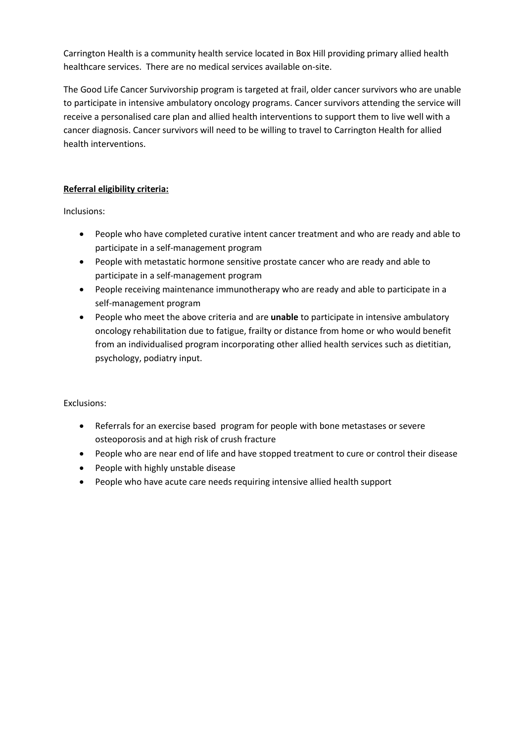Carrington Health is a community health service located in Box Hill providing primary allied health healthcare services. There are no medical services available on-site.

The Good Life Cancer Survivorship program is targeted at frail, older cancer survivors who are unable to participate in intensive ambulatory oncology programs. Cancer survivors attending the service will receive a personalised care plan and allied health interventions to support them to live well with a cancer diagnosis. Cancer survivors will need to be willing to travel to Carrington Health for allied health interventions.

**Referral eligibility criteria:**

Inclusions:

- People who have completed curative intent cancer treatment and who are ready and able to participate in a self-management program
- People with metastatic hormone sensitive prostate cancer who are ready and able to participate in a self-management program
- People receiving maintenance immunotherapy who are ready and able to participate in a self-management program
- People who meet the above criteria and are **unable** to participate in intensive ambulatory oncology rehabilitation due to fatigue, frailty or distance from home or who would benefit from an individualised program incorporating other allied health services such as dietitian, psychology, podiatry input.

Exclusions:

- Referrals for an exercise based program for people with bone metastases or severe osteoporosis and at high risk of crush fracture
- People who are near end of life and have stopped treatment to cure or control their disease
- People with highly unstable disease
- People who have acute care needs requiring intensive allied health support